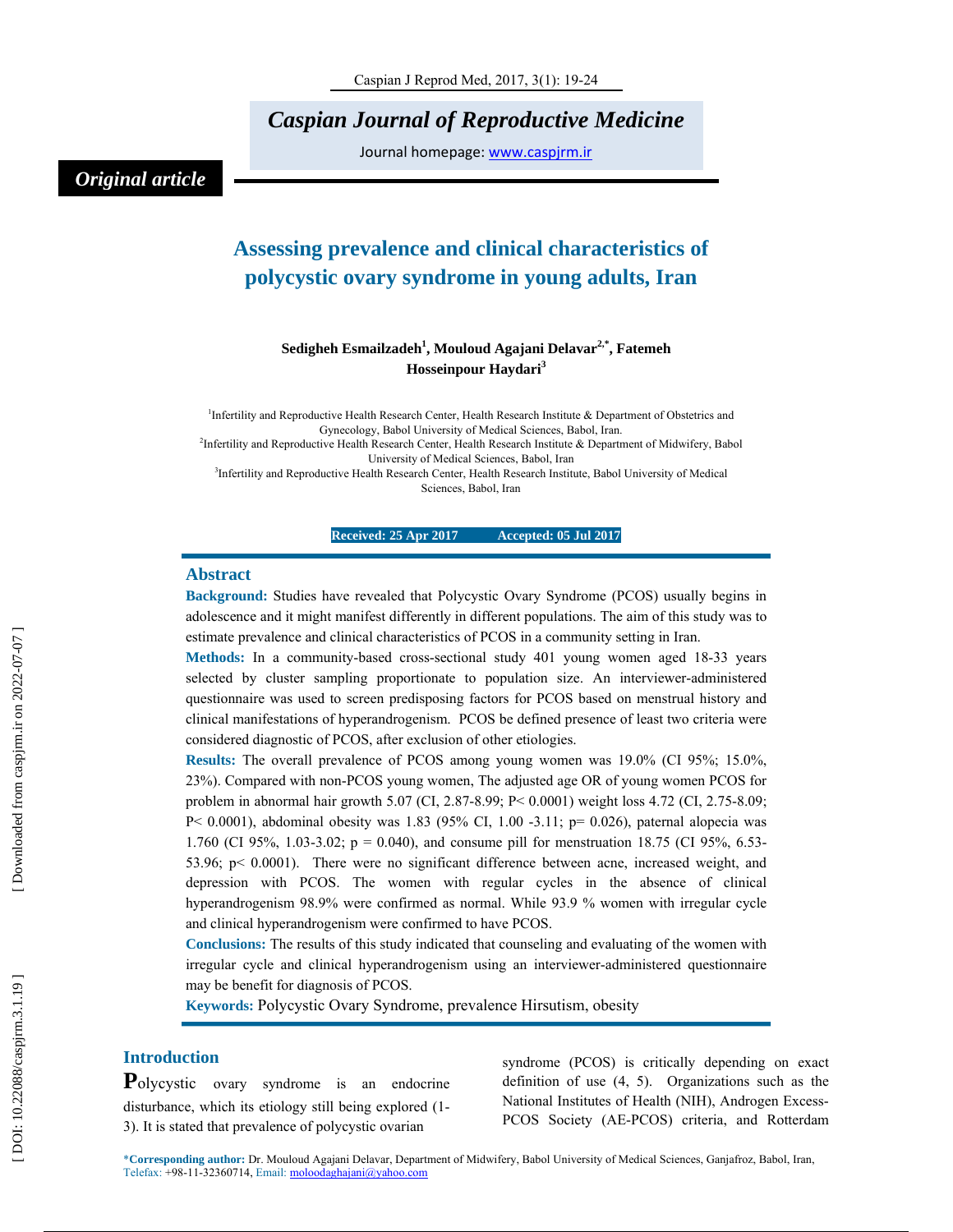*Original article*

# Assessing prevalence and clinical characteristics of polycystic ovary syndrome in young adults, Iran

**Sedigheh Esmailzadeh[1], Mouloud Agajani Delavar[2,*], Fatemeh Hosseinpour Haydari[3]**

[1]Infertility and Reproductive Health Research Center, Health Research Institute & Department of Obstetrics and Gynecology, Babol University of Medical Sciences, Babol, Iran.
[2]Infertility and Reproductive Health Research Center, Health Research Institute & Department of Midwifery, Babol University of Medical Sciences, Babol, Iran
[3]Infertility and Reproductive Health Research Center, Health Research Institute, Babol University of Medical Sciences, Babol, Iran

**Received: 25 Apr 2017 Accepted: 05 Jul 2017**

## Abstract

**Background:** Studies have revealed that Polycystic Ovary Syndrome (PCOS) usually begins in adolescence and it might manifest differently in different populations. The aim of this study was to estimate prevalence and clinical characteristics of PCOS in a community setting in Iran.

**Methods:** In a community-based cross-sectional study 401 young women aged 18-33 years selected by cluster sampling proportionate to population size. An interviewer-administered questionnaire was used to screen predisposing factors for PCOS based on menstrual history and clinical manifestations of hyperandrogenism. PCOS be defined presence of least two criteria were considered diagnostic of PCOS, after exclusion of other etiologies.

**Results:** The overall prevalence of PCOS among young women was 19.0% (CI 95%; 15.0%, 23%). Compared with non-PCOS young women, The adjusted age OR of young women PCOS for problem in abnormal hair growth 5.07 (CI, 2.87-8.99; P< 0.0001) weight loss 4.72 (CI, 2.75-8.09; P< 0.0001), abdominal obesity was 1.83 (95% CI, 1.00 -3.11; p= 0.026), paternal alopecia was 1.760 (CI 95%, 1.03-3.02; p = 0.040), and consume pill for menstruation 18.75 (CI 95%, 6.53-53.96; p< 0.0001). There were no significant difference between acne, increased weight, and depression with PCOS. The women with regular cycles in the absence of clinical hyperandrogenism 98.9% were confirmed as normal. While 93.9 % women with irregular cycle and clinical hyperandrogenism were confirmed to have PCOS.

**Conclusions:** The results of this study indicated that counseling and evaluating of the women with irregular cycle and clinical hyperandrogenism using an interviewer-administered questionnaire may be benefit for diagnosis of PCOS.

**Keywords:** Polycystic Ovary Syndrome, prevalence Hirsutism, obesity

## Introduction

Polycystic ovary syndrome is an endocrine disturbance, which its etiology still being explored (1-3). It is stated that prevalence of polycystic ovarian syndrome (PCOS) is critically depending on exact definition of use (4, 5). Organizations such as the National Institutes of Health (NIH), Androgen Excess-PCOS Society (AE-PCOS) criteria, and Rotterdam

*Corresponding author: Dr. Mouloud Agajani Delavar, Department of Midwifery, Babol University of Medical Sciences, Ganjafroz, Babol, Iran, Telefax: +98-11-32360714, Email: moloodaghajani@yahoo.com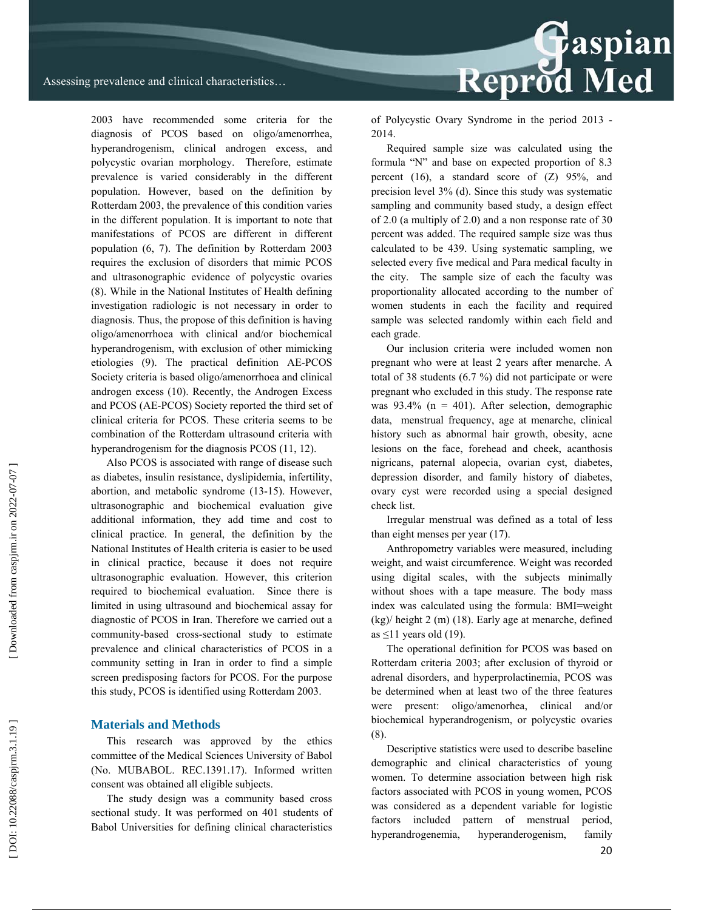2003 have recommended some criteria for the diagnosis of PCOS based on oligo/amenorrhea, hyperandrogenism, clinical androgen excess, and polycystic ovarian morphology. Therefore, estimate prevalence is varied considerably in the different population. However, based on the definition by Rotterdam 2003, the prevalence of this condition varies in the different population. It is important to note that manifestations of PCOS are different in different population (6, 7). The definition by Rotterdam 2003 requires the exclusion of disorders that mimic PCOS and ultrasonographic evidence of polycystic ovaries (8). While in the National Institutes of Health defining investigation radiologic is not necessary in order to diagnosis. Thus, the propose of this definition is having oligo/amenorrhoea with clinical and/or biochemical hyperandrogenism, with exclusion of other mimicking etiologies (9). The practical definition AE-PCOS Society criteria is based oligo/amenorrhoea and clinical androgen excess (10). Recently, the Androgen Excess and PCOS (AE-PCOS) Society reported the third set of clinical criteria for PCOS. These criteria seems to be combination of the Rotterdam ultrasound criteria with hyperandrogenism for the diagnosis PCOS (11, 12).

Also PCOS is associated with range of disease such as diabetes, insulin resistance, dyslipidemia, infertility, abortion, and metabolic syndrome (13-15). However, ultrasonographic and biochemical evaluation give additional information, they add time and cost to clinical practice. In general, the definition by the National Institutes of Health criteria is easier to be used in clinical practice, because it does not require ultrasonographic evaluation. However, this criterion required to biochemical evaluation. Since there is limited in using ultrasound and biochemical assay for diagnostic of PCOS in Iran. Therefore we carried out a community-based cross-sectional study to estimate prevalence and clinical characteristics of PCOS in a community setting in Iran in order to find a simple screen predisposing factors for PCOS. For the purpose this study, PCOS is identified using Rotterdam 2003.

## Materials and Methods

This research was approved by the ethics committee of the Medical Sciences University of Babol (No. MUBABOL. REC.1391.17). Informed written consent was obtained all eligible subjects.

The study design was a community based cross sectional study. It was performed on 401 students of Babol Universities for defining clinical characteristics of Polycystic Ovary Syndrome in the period 2013 - 2014.

Required sample size was calculated using the formula "N" and base on expected proportion of 8.3 percent (16), a standard score of (Z) 95%, and precision level 3% (d). Since this study was systematic sampling and community based study, a design effect of 2.0 (a multiply of 2.0) and a non response rate of 30 percent was added. The required sample size was thus calculated to be 439. Using systematic sampling, we selected every five medical and Para medical faculty in the city. The sample size of each the faculty was proportionality allocated according to the number of women students in each the facility and required sample was selected randomly within each field and each grade.

Our inclusion criteria were included women non pregnant who were at least 2 years after menarche. A total of 38 students (6.7 %) did not participate or were pregnant who excluded in this study. The response rate was 93.4% (n = 401). After selection, demographic data, menstrual frequency, age at menarche, clinical history such as abnormal hair growth, obesity, acne lesions on the face, forehead and cheek, acanthosis nigricans, paternal alopecia, ovarian cyst, diabetes, depression disorder, and family history of diabetes, ovary cyst were recorded using a special designed check list.

Irregular menstrual was defined as a total of less than eight menses per year (17).

Anthropometry variables were measured, including weight, and waist circumference. Weight was recorded using digital scales, with the subjects minimally without shoes with a tape measure. The body mass index was calculated using the formula: BMI=weight (kg)/ height 2 (m) (18). Early age at menarche, defined as ≤11 years old (19).

The operational definition for PCOS was based on Rotterdam criteria 2003; after exclusion of thyroid or adrenal disorders, and hyperprolactinemia, PCOS was be determined when at least two of the three features were present: oligo/amenorhea, clinical and/or biochemical hyperandrogenism, or polycystic ovaries (8).

Descriptive statistics were used to describe baseline demographic and clinical characteristics of young women. To determine association between high risk factors associated with PCOS in young women, PCOS was considered as a dependent variable for logistic factors included pattern of menstrual period, hyperandrogenemia, hyperanderogenism, family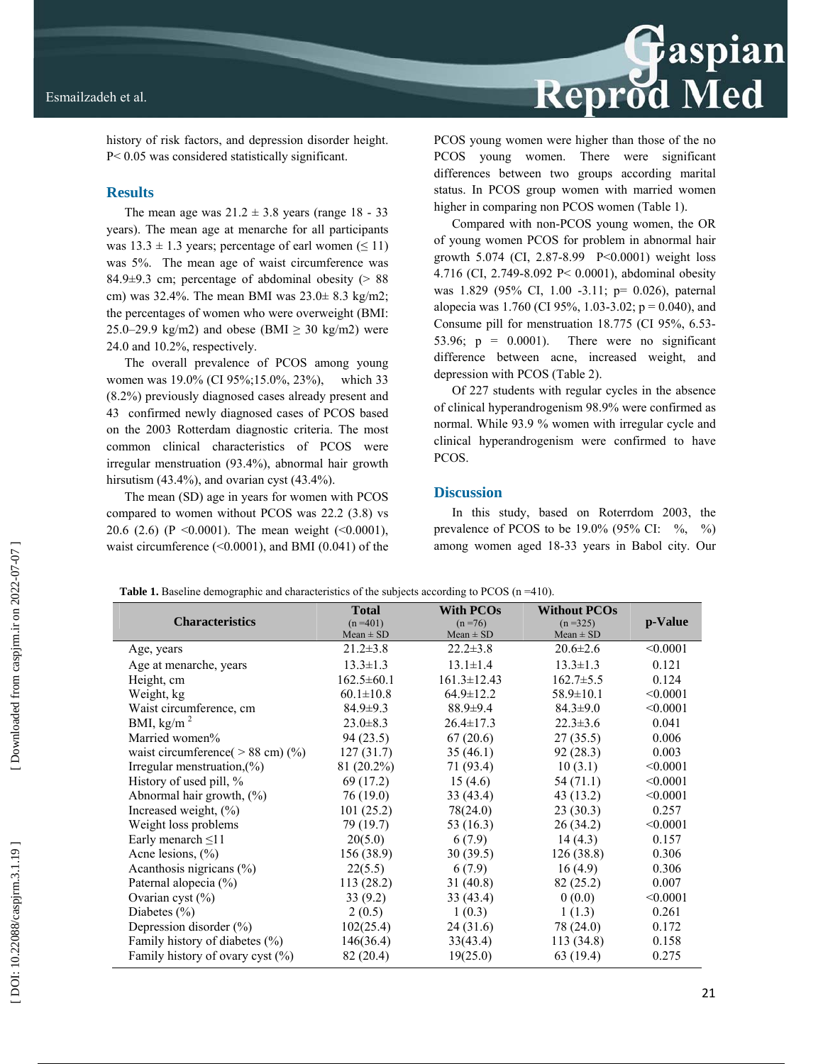history of risk factors, and depression disorder height. P< 0.05 was considered statistically significant.

## Results

The mean age was 21.2 ± 3.8 years (range 18 - 33 years). The mean age at menarche for all participants was 13.3 ± 1.3 years; percentage of earl women (≤ 11) was 5%. The mean age of waist circumference was 84.9±9.3 cm; percentage of abdominal obesity (> 88 cm) was 32.4%. The mean BMI was 23.0± 8.3 kg/m2; the percentages of women who were overweight (BMI: 25.0–29.9 kg/m2) and obese (BMI ≥ 30 kg/m2) were 24.0 and 10.2%, respectively.

The overall prevalence of PCOS among young women was 19.0% (CI 95%;15.0%, 23%), which 33 (8.2%) previously diagnosed cases already present and 43 confirmed newly diagnosed cases of PCOS based on the 2003 Rotterdam diagnostic criteria. The most common clinical characteristics of PCOS were irregular menstruation (93.4%), abnormal hair growth hirsutism (43.4%), and ovarian cyst (43.4%).

The mean (SD) age in years for women with PCOS compared to women without PCOS was 22.2 (3.8) vs 20.6 (2.6) (P <0.0001). The mean weight (<0.0001), waist circumference (<0.0001), and BMI (0.041) of the PCOS young women were higher than those of the no PCOS young women. There were significant differences between two groups according marital status. In PCOS group women with married women higher in comparing non PCOS women (Table 1).

Compared with non-PCOS young women, the OR of young women PCOS for problem in abnormal hair growth 5.074 (CI, 2.87-8.99 P<0.0001) weight loss 4.716 (CI, 2.749-8.092 P< 0.0001), abdominal obesity was 1.829 (95% CI, 1.00 -3.11; p= 0.026), paternal alopecia was 1.760 (CI 95%, 1.03-3.02; p = 0.040), and Consume pill for menstruation 18.775 (CI 95%, 6.53-53.96; p = 0.0001). There were no significant difference between acne, increased weight, and depression with PCOS (Table 2).

Of 227 students with regular cycles in the absence of clinical hyperandrogenism 98.9% were confirmed as normal. While 93.9 % women with irregular cycle and clinical hyperandrogenism were confirmed to have PCOS.

## Discussion

In this study, based on Roterrdom 2003, the prevalence of PCOS to be 19.0% (95% CI: %, %) among women aged 18-33 years in Babol city. Our

**Table 1.** Baseline demographic and characteristics of the subjects according to PCOS (n =410).

| Characteristics | Total (n =401) Mean ± SD | With PCOs (n =76) Mean ± SD | Without PCOs (n =325) Mean ± SD | p-Value |
|---|---|---|---|---|
| Age, years | 21.2±3.8 | 22.2±3.8 | 20.6±2.6 | <0.0001 |
| Age at menarche, years | 13.3±1.3 | 13.1±1.4 | 13.3±1.3 | 0.121 |
| Height, cm | 162.5±60.1 | 161.3±12.43 | 162.7±5.5 | 0.124 |
| Weight, kg | 60.1±10.8 | 64.9±12.2 | 58.9±10.1 | <0.0001 |
| Waist circumference, cm | 84.9±9.3 | 88.9±9.4 | 84.3±9.0 | <0.0001 |
| BMI, kg/m $^2$ | 23.0±8.3 | 26.4±17.3 | 22.3±3.6 | 0.041 |
| Married women% | 94 (23.5) | 67 (20.6) | 27 (35.5) | 0.006 |
| waist circumference( > 88 cm) (%) | 127 (31.7) | 35 (46.1) | 92 (28.3) | 0.003 |
| Irregular menstruation,(%) | 81 (20.2%) | 71 (93.4) | 10 (3.1) | <0.0001 |
| History of used pill, % | 69 (17.2) | 15 (4.6) | 54 (71.1) | <0.0001 |
| Abnormal hair growth, (%) | 76 (19.0) | 33 (43.4) | 43 (13.2) | <0.0001 |
| Increased weight, (%) | 101 (25.2) | 78(24.0) | 23 (30.3) | 0.257 |
| Weight loss problems | 79 (19.7) | 53 (16.3) | 26 (34.2) | <0.0001 |
| Early menarch ≤11 | 20(5.0) | 6 (7.9) | 14 (4.3) | 0.157 |
| Acne lesions, (%) | 156 (38.9) | 30 (39.5) | 126 (38.8) | 0.306 |
| Acanthosis nigricans (%) | 22(5.5) | 6 (7.9) | 16 (4.9) | 0.306 |
| Paternal alopecia (%) | 113 (28.2) | 31 (40.8) | 82 (25.2) | 0.007 |
| Ovarian cyst (%) | 33 (9.2) | 33 (43.4) | 0 (0.0) | <0.0001 |
| Diabetes (%) | 2 (0.5) | 1 (0.3) | 1 (1.3) | 0.261 |
| Depression disorder (%) | 102(25.4) | 24 (31.6) | 78 (24.0) | 0.172 |
| Family history of diabetes (%) | 146(36.4) | 33(43.4) | 113 (34.8) | 0.158 |
| Family history of ovary cyst (%) | 82 (20.4) | 19(25.0) | 63 (19.4) | 0.275 |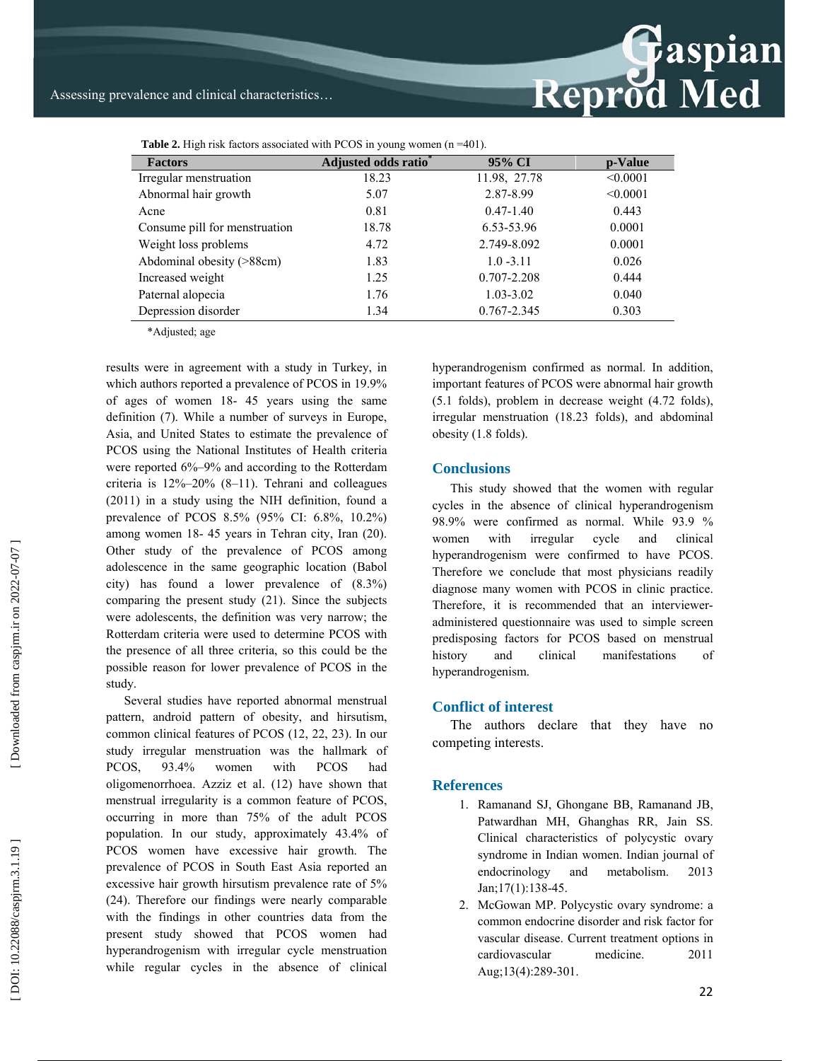**Table 2.** High risk factors associated with PCOS in young women (n =401).

| Factors | Adjusted odds ratio* | 95% CI | p-Value |
|---|---|---|---|
| Irregular menstruation | 18.23 | 11.98, 27.78 | <0.0001 |
| Abnormal hair growth | 5.07 | 2.87-8.99 | <0.0001 |
| Acne | 0.81 | 0.47-1.40 | 0.443 |
| Consume pill for menstruation | 18.78 | 6.53-53.96 | 0.0001 |
| Weight loss problems | 4.72 | 2.749-8.092 | 0.0001 |
| Abdominal obesity (>88cm) | 1.83 | 1.0 -3.11 | 0.026 |
| Increased weight | 1.25 | 0.707-2.208 | 0.444 |
| Paternal alopecia | 1.76 | 1.03-3.02 | 0.040 |
| Depression disorder | 1.34 | 0.767-2.345 | 0.303 |

*Adjusted; age

results were in agreement with a study in Turkey, in which authors reported a prevalence of PCOS in 19.9% of ages of women 18- 45 years using the same definition (7). While a number of surveys in Europe, Asia, and United States to estimate the prevalence of PCOS using the National Institutes of Health criteria were reported 6%–9% and according to the Rotterdam criteria is 12%–20% (8–11). Tehrani and colleagues (2011) in a study using the NIH definition, found a prevalence of PCOS 8.5% (95% CI: 6.8%, 10.2%) among women 18- 45 years in Tehran city, Iran (20). Other study of the prevalence of PCOS among adolescence in the same geographic location (Babol city) has found a lower prevalence of (8.3%) comparing the present study (21). Since the subjects were adolescents, the definition was very narrow; the Rotterdam criteria were used to determine PCOS with the presence of all three criteria, so this could be the possible reason for lower prevalence of PCOS in the study.

Several studies have reported abnormal menstrual pattern, android pattern of obesity, and hirsutism, common clinical features of PCOS (12, 22, 23). In our study irregular menstruation was the hallmark of PCOS, 93.4% women with PCOS had oligomenorrhoea. Azziz et al. (12) have shown that menstrual irregularity is a common feature of PCOS, occurring in more than 75% of the adult PCOS population. In our study, approximately 43.4% of PCOS women have excessive hair growth. The prevalence of PCOS in South East Asia reported an excessive hair growth hirsutism prevalence rate of 5% (24). Therefore our findings were nearly comparable with the findings in other countries data from the present study showed that PCOS women had hyperandrogenism with irregular cycle menstruation while regular cycles in the absence of clinical hyperandrogenism confirmed as normal. In addition, important features of PCOS were abnormal hair growth (5.1 folds), problem in decrease weight (4.72 folds), irregular menstruation (18.23 folds), and abdominal obesity (1.8 folds).

## Conclusions

This study showed that the women with regular cycles in the absence of clinical hyperandrogenism 98.9% were confirmed as normal. While 93.9 % women with irregular cycle and clinical hyperandrogenism were confirmed to have PCOS. Therefore we conclude that most physicians readily diagnose many women with PCOS in clinic practice. Therefore, it is recommended that an interviewer-administered questionnaire was used to simple screen predisposing factors for PCOS based on menstrual history and clinical manifestations of hyperandrogenism.

## Conflict of interest

The authors declare that they have no competing interests.

## References

1. Ramanand SJ, Ghongane BB, Ramanand JB, Patwardhan MH, Ghanghas RR, Jain SS. Clinical characteristics of polycystic ovary syndrome in Indian women. Indian journal of endocrinology and metabolism. 2013 Jan;17(1):138-45.
2. McGowan MP. Polycystic ovary syndrome: a common endocrine disorder and risk factor for vascular disease. Current treatment options in cardiovascular medicine. 2011 Aug;13(4):289-301.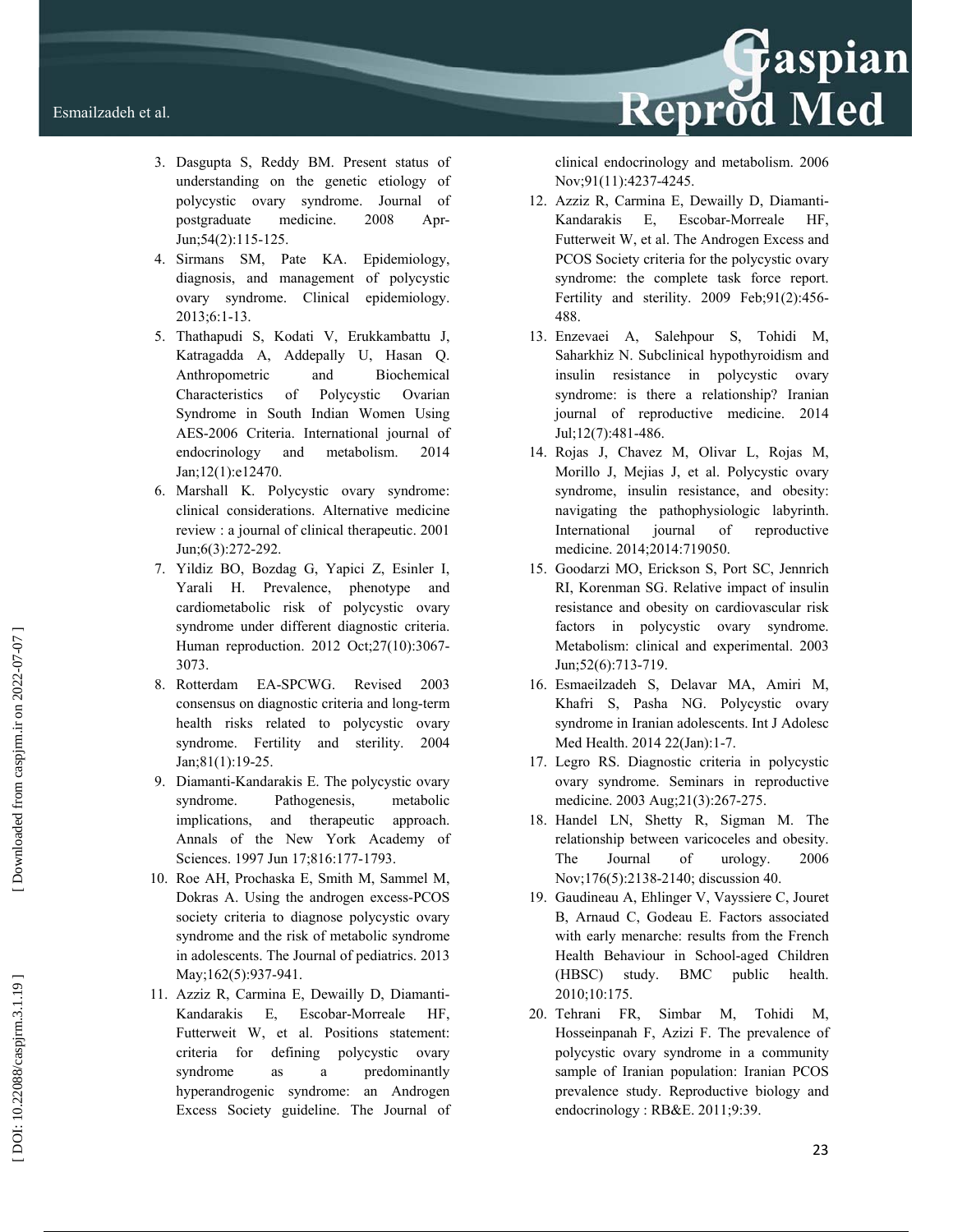3. Dasgupta S, Reddy BM. Present status of understanding on the genetic etiology of polycystic ovary syndrome. Journal of postgraduate medicine. 2008 Apr-Jun;54(2):115-125.
4. Sirmans SM, Pate KA. Epidemiology, diagnosis, and management of polycystic ovary syndrome. Clinical epidemiology. 2013;6:1-13.
5. Thathapudi S, Kodati V, Erukkambattu J, Katragadda A, Addepally U, Hasan Q. Anthropometric and Biochemical Characteristics of Polycystic Ovarian Syndrome in South Indian Women Using AES-2006 Criteria. International journal of endocrinology and metabolism. 2014 Jan;12(1):e12470.
6. Marshall K. Polycystic ovary syndrome: clinical considerations. Alternative medicine review : a journal of clinical therapeutic. 2001 Jun;6(3):272-292.
7. Yildiz BO, Bozdag G, Yapici Z, Esinler I, Yarali H. Prevalence, phenotype and cardiometabolic risk of polycystic ovary syndrome under different diagnostic criteria. Human reproduction. 2012 Oct;27(10):3067-3073.
8. Rotterdam EA-SPCWG. Revised 2003 consensus on diagnostic criteria and long-term health risks related to polycystic ovary syndrome. Fertility and sterility. 2004 Jan;81(1):19-25.
9. Diamanti-Kandarakis E. The polycystic ovary syndrome. Pathogenesis, metabolic implications, and therapeutic approach. Annals of the New York Academy of Sciences. 1997 Jun 17;816:177-1793.
10. Roe AH, Prochaska E, Smith M, Sammel M, Dokras A. Using the androgen excess-PCOS society criteria to diagnose polycystic ovary syndrome and the risk of metabolic syndrome in adolescents. The Journal of pediatrics. 2013 May;162(5):937-941.
11. Azziz R, Carmina E, Dewailly D, Diamanti-Kandarakis E, Escobar-Morreale HF, Futterweit W, et al. Positions statement: criteria for defining polycystic ovary syndrome as a predominantly hyperandrogenic syndrome: an Androgen Excess Society guideline. The Journal of clinical endocrinology and metabolism. 2006 Nov;91(11):4237-4245.
12. Azziz R, Carmina E, Dewailly D, Diamanti-Kandarakis E, Escobar-Morreale HF, Futterweit W, et al. The Androgen Excess and PCOS Society criteria for the polycystic ovary syndrome: the complete task force report. Fertility and sterility. 2009 Feb;91(2):456-488.
13. Enzevaei A, Salehpour S, Tohidi M, Saharkhiz N. Subclinical hypothyroidism and insulin resistance in polycystic ovary syndrome: is there a relationship? Iranian journal of reproductive medicine. 2014 Jul;12(7):481-486.
14. Rojas J, Chavez M, Olivar L, Rojas M, Morillo J, Mejias J, et al. Polycystic ovary syndrome, insulin resistance, and obesity: navigating the pathophysiologic labyrinth. International journal of reproductive medicine. 2014;2014:719050.
15. Goodarzi MO, Erickson S, Port SC, Jennrich RI, Korenman SG. Relative impact of insulin resistance and obesity on cardiovascular risk factors in polycystic ovary syndrome. Metabolism: clinical and experimental. 2003 Jun;52(6):713-719.
16. Esmaeilzadeh S, Delavar MA, Amiri M, Khafri S, Pasha NG. Polycystic ovary syndrome in Iranian adolescents. Int J Adolesc Med Health. 2014 22(Jan):1-7.
17. Legro RS. Diagnostic criteria in polycystic ovary syndrome. Seminars in reproductive medicine. 2003 Aug;21(3):267-275.
18. Handel LN, Shetty R, Sigman M. The relationship between varicoceles and obesity. The Journal of urology. 2006 Nov;176(5):2138-2140; discussion 40.
19. Gaudineau A, Ehlinger V, Vayssiere C, Jouret B, Arnaud C, Godeau E. Factors associated with early menarche: results from the French Health Behaviour in School-aged Children (HBSC) study. BMC public health. 2010;10:175.
20. Tehrani FR, Simbar M, Tohidi M, Hosseinpanah F, Azizi F. The prevalence of polycystic ovary syndrome in a community sample of Iranian population: Iranian PCOS prevalence study. Reproductive biology and endocrinology : RB&E. 2011;9:39.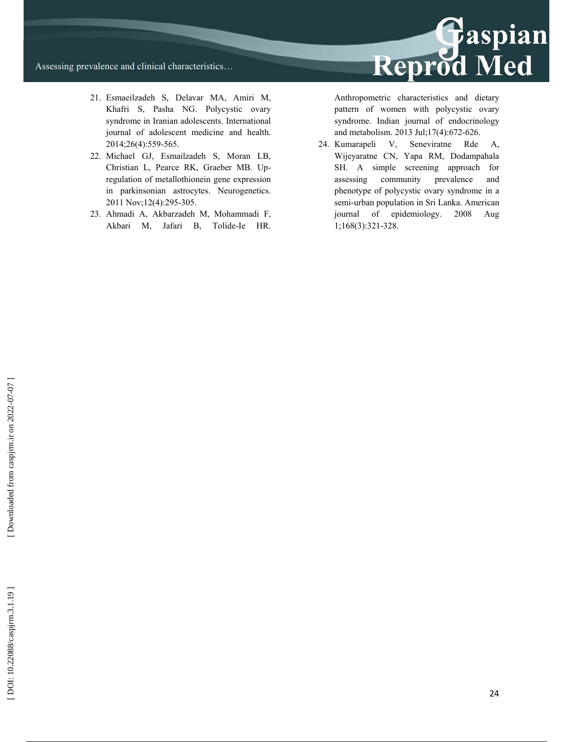21. Esmaeilzadeh S, Delavar MA, Amiri M, Khafri S, Pasha NG. Polycystic ovary syndrome in Iranian adolescents. International journal of adolescent medicine and health. 2014;26(4):559-565.
22. Michael GJ, Esmailzadeh S, Moran LB, Christian L, Pearce RK, Graeber MB. Up-regulation of metallothionein gene expression in parkinsonian astrocytes. Neurogenetics. 2011 Nov;12(4):295-305.
23. Ahmadi A, Akbarzadeh M, Mohammadi F, Akbari M, Jafari B, Tolide-Ie HR. Anthropometric characteristics and dietary pattern of women with polycystic ovary syndrome. Indian journal of endocrinology and metabolism. 2013 Jul;17(4):672-626.
24. Kumarapeli V, Seneviratne Rde A, Wijeyaratne CN, Yapa RM, Dodampahala SH. A simple screening approach for assessing community prevalence and phenotype of polycystic ovary syndrome in a semi-urban population in Sri Lanka. American journal of epidemiology. 2008 Aug 1;168(3):321-328.